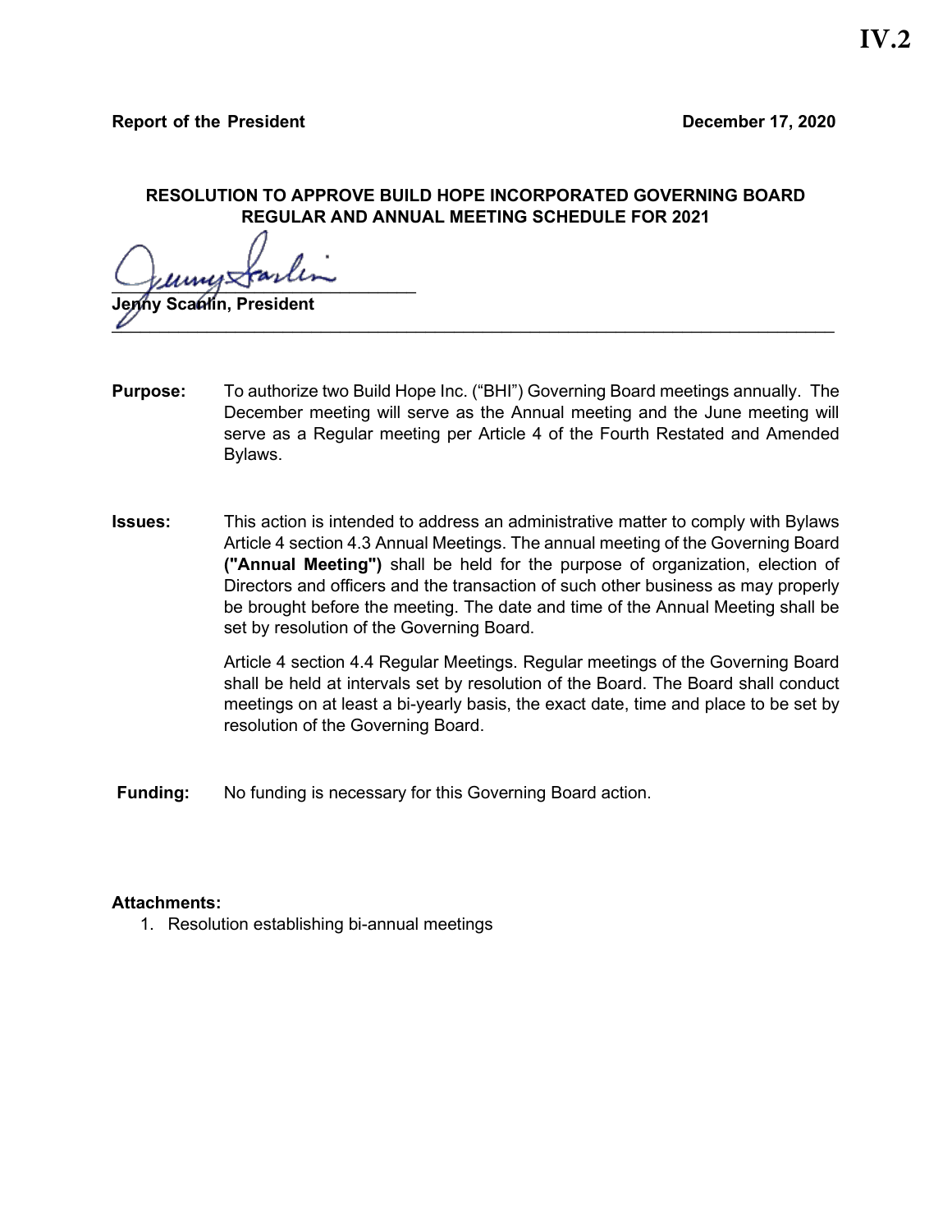IV.2

**Report of the President** **December 17, 2020**

**RESOLUTION TO APPROVE BUILD HOPE INCORPORATED GOVERNING BOARD REGULAR AND ANNUAL MEETING SCHEDULE FOR 2021**

**Jenny Scanlin, President**

---

**Purpose:** To authorize two Build Hope Inc. ("BHI") Governing Board meetings annually. The December meeting will serve as the Annual meeting and the June meeting will serve as a Regular meeting per Article 4 of the Fourth Restated and Amended Bylaws.

**Issues:** This action is intended to address an administrative matter to comply with Bylaws Article 4 section 4.3 Annual Meetings. The annual meeting of the Governing Board **("Annual Meeting")** shall be held for the purpose of organization, election of Directors and officers and the transaction of such other business as may properly be brought before the meeting. The date and time of the Annual Meeting shall be set by resolution of the Governing Board.

Article 4 section 4.4 Regular Meetings. Regular meetings of the Governing Board shall be held at intervals set by resolution of the Board. The Board shall conduct meetings on at least a bi-yearly basis, the exact date, time and place to be set by resolution of the Governing Board.

**Funding:** No funding is necessary for this Governing Board action.

**Attachments:**

1. Resolution establishing bi-annual meetings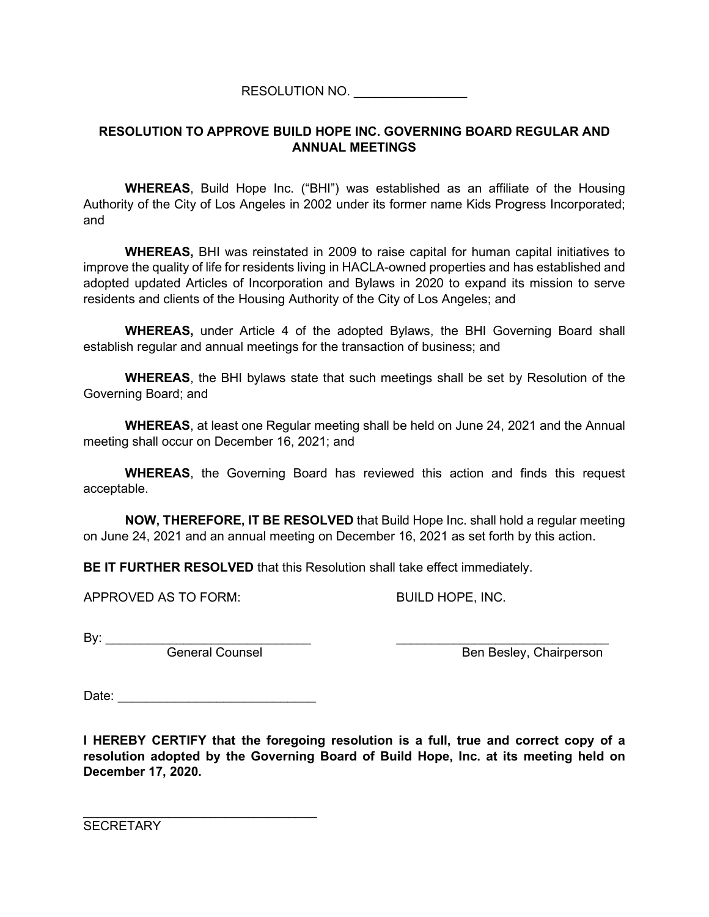RESOLUTION NO. ________________

## RESOLUTION TO APPROVE BUILD HOPE INC. GOVERNING BOARD REGULAR AND ANNUAL MEETINGS

**WHEREAS**, Build Hope Inc. ("BHI") was established as an affiliate of the Housing Authority of the City of Los Angeles in 2002 under its former name Kids Progress Incorporated; and

**WHEREAS,** BHI was reinstated in 2009 to raise capital for human capital initiatives to improve the quality of life for residents living in HACLA-owned properties and has established and adopted updated Articles of Incorporation and Bylaws in 2020 to expand its mission to serve residents and clients of the Housing Authority of the City of Los Angeles; and

**WHEREAS,** under Article 4 of the adopted Bylaws, the BHI Governing Board shall establish regular and annual meetings for the transaction of business; and

**WHEREAS**, the BHI bylaws state that such meetings shall be set by Resolution of the Governing Board; and

**WHEREAS**, at least one Regular meeting shall be held on June 24, 2021 and the Annual meeting shall occur on December 16, 2021; and

**WHEREAS**, the Governing Board has reviewed this action and finds this request acceptable.

**NOW, THEREFORE, IT BE RESOLVED** that Build Hope Inc. shall hold a regular meeting on June 24, 2021 and an annual meeting on December 16, 2021 as set forth by this action.

**BE IT FURTHER RESOLVED** that this Resolution shall take effect immediately.

APPROVED AS TO FORM: BUILD HOPE, INC.

By: ______________________________ General Counsel

______________________________ Ben Besley, Chairperson

Date: ___________________________

**I HEREBY CERTIFY that the foregoing resolution is a full, true and correct copy of a resolution adopted by the Governing Board of Build Hope, Inc. at its meeting held on December 17, 2020.**

_________________________________
SECRETARY